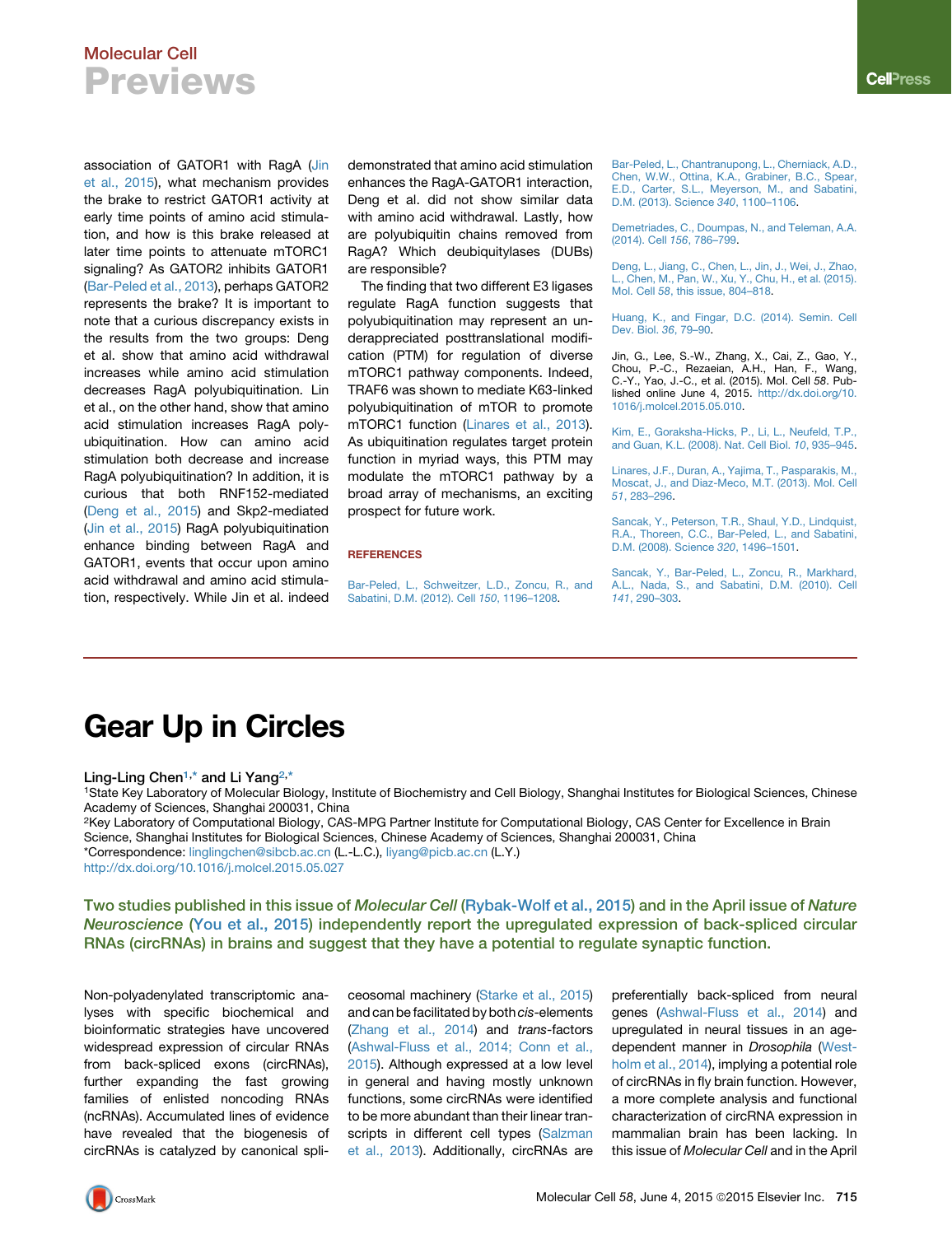association of GATOR1 with RagA (Jin et al., 2015), what mechanism provides the brake to restrict GATOR1 activity at early time points of amino acid stimulation, and how is this brake released at later time points to attenuate mTORC1 signaling? As GATOR2 inhibits GATOR1 (Bar-Peled et al., 2013), perhaps GATOR2 represents the brake? It is important to note that a curious discrepancy exists in the results from the two groups: Deng et al. show that amino acid withdrawal increases while amino acid stimulation decreases RagA polyubiquitination. Lin et al., on the other hand, show that amino acid stimulation increases RagA polyubiquitination. How can amino acid stimulation both decrease and increase RagA polyubiquitination? In addition, it is curious that both RNF152-mediated (Deng et al., 2015) and Skp2-mediated (Jin et al., 2015) RagA polyubiquitination enhance binding between RagA and GATOR1, events that occur upon amino acid withdrawal and amino acid stimulation, respectively. While Jin et al. indeed demonstrated that amino acid stimulation enhances the RagA-GATOR1 interaction, Deng et al. did not show similar data with amino acid withdrawal. Lastly, how are polyubiquitin chains removed from RagA? Which deubiquitylases (DUBs) are responsible?

The finding that two different E3 ligases regulate RagA function suggests that polyubiquitination may represent an underappreciated posttranslational modification (PTM) for regulation of diverse mTORC1 pathway components. Indeed, TRAF6 was shown to mediate K63-linked polyubiquitination of mTOR to promote mTORC1 function (Linares et al., 2013). As ubiquitination regulates target protein function in myriad ways, this PTM may modulate the mTORC1 pathway by a broad array of mechanisms, an exciting prospect for future work.

## REFERENCES

Bar-Peled, L., Schweitzer, L.D., Zoncu, R., and Sabatini, D.M. (2012). Cell *150*, 1196–1208.

Bar-Peled, L., Chantranupong, L., Cherniack, A.D., Chen, W.W., Ottina, K.A., Grabiner, B.C., Spear, E.D., Carter, S.L., Meyerson, M., and Sabatini, D.M. (2013). Science *340*, 1100–1106.

Demetriades, C., Doumpas, N., and Teleman, A.A. (2014). Cell *156*, 786–799.

Deng, L., Jiang, C., Chen, L., Jin, J., Wei, J., Zhao, L., Chen, M., Pan, W., Xu, Y., Chu, H., et al. (2015). Mol. Cell *58*, this issue, 804–818.

Huang, K., and Fingar, D.C. (2014). Semin. Cell Dev. Biol. *36*, 79–90.

Jin, G., Lee, S.-W., Zhang, X., Cai, Z., Gao, Y., Chou, P.-C., Rezaeian, A.H., Han, F., Wang, C.-Y., Yao, J.-C., et al. (2015). Mol. Cell *58*. Published online June 4, 2015. http://dx.doi.org/10.1016/j.molcel.2015.05.010.

Kim, E., Goraksha-Hicks, P., Li, L., Neufeld, T.P., and Guan, K.L. (2008). Nat. Cell Biol. *10*, 935–945.

Linares, J.F., Duran, A., Yajima, T., Pasparakis, M., Moscat, J., and Diaz-Meco, M.T. (2013). Mol. Cell *51*, 283–296.

Sancak, Y., Peterson, T.R., Shaul, Y.D., Lindquist, R.A., Thoreen, C.C., Bar-Peled, L., and Sabatini, D.M. (2008). Science *320*, 1496–1501.

Sancak, Y., Bar-Peled, L., Zoncu, R., Markhard, A.L., Nada, S., and Sabatini, D.M. (2010). Cell *141*, 290–303.

# Gear Up in Circles

**Ling-Ling Chen[1,*] and Li Yang[2,*]**

[1]State Key Laboratory of Molecular Biology, Institute of Biochemistry and Cell Biology, Shanghai Institutes for Biological Sciences, Chinese Academy of Sciences, Shanghai 200031, China

[2]Key Laboratory of Computational Biology, CAS-MPG Partner Institute for Computational Biology, CAS Center for Excellence in Brain Science, Shanghai Institutes for Biological Sciences, Chinese Academy of Sciences, Shanghai 200031, China

*Correspondence: linglingchen@sibcb.ac.cn (L.-L.C.), liyang@picb.ac.cn (L.Y.)

http://dx.doi.org/10.1016/j.molcel.2015.05.027

**Two studies published in this issue of *Molecular Cell* (Rybak-Wolf et al., 2015) and in the April issue of *Nature Neuroscience* (You et al., 2015) independently report the upregulated expression of back-spliced circular RNAs (circRNAs) in brains and suggest that they have a potential to regulate synaptic function.**

Non-polyadenylated transcriptomic analyses with specific biochemical and bioinformatic strategies have uncovered widespread expression of circular RNAs from back-spliced exons (circRNAs), further expanding the fast growing families of enlisted noncoding RNAs (ncRNAs). Accumulated lines of evidence have revealed that the biogenesis of circRNAs is catalyzed by canonical spliceosomal machinery (Starke et al., 2015) and can be facilitated by both *cis*-elements (Zhang et al., 2014) and *trans*-factors (Ashwal-Fluss et al., 2014; Conn et al., 2015). Although expressed at a low level in general and having mostly unknown functions, some circRNAs were identified to be more abundant than their linear transcripts in different cell types (Salzman et al., 2013). Additionally, circRNAs are preferentially back-spliced from neural genes (Ashwal-Fluss et al., 2014) and upregulated in neural tissues in an age-dependent manner in *Drosophila* (Westholm et al., 2014), implying a potential role of circRNAs in fly brain function. However, a more complete analysis and functional characterization of circRNA expression in mammalian brain has been lacking. In this issue of *Molecular Cell* and in the April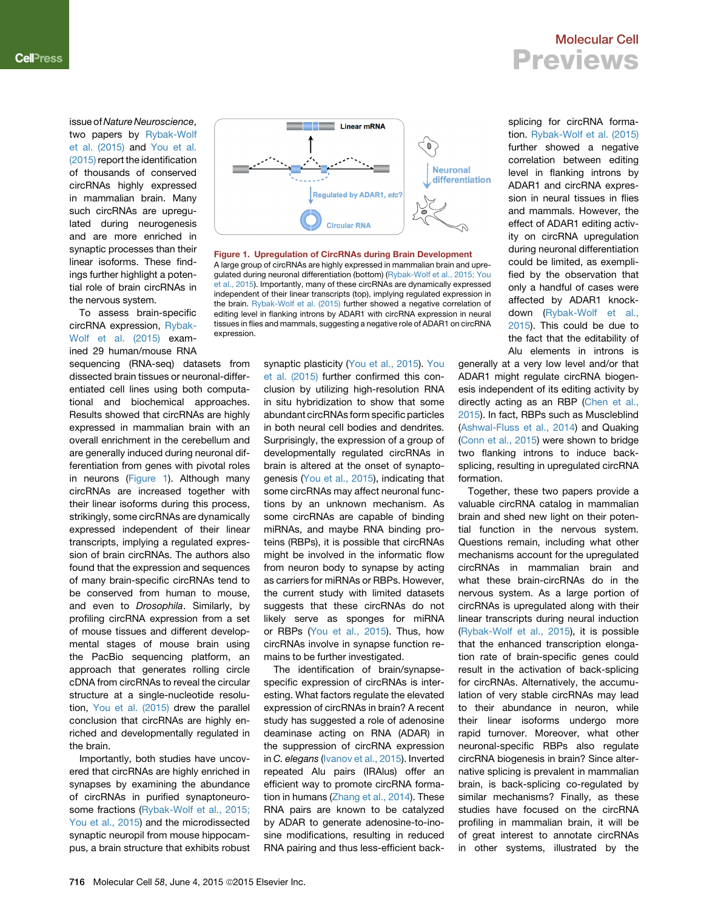issue of *Nature Neuroscience*, two papers by Rybak-Wolf et al. (2015) and You et al. (2015) report the identification of thousands of conserved circRNAs highly expressed in mammalian brain. Many such circRNAs are upregulated during neurogenesis and are more enriched in synaptic processes than their linear isoforms. These findings further highlight a potential role of brain circRNAs in the nervous system.

To assess brain-specific circRNA expression, Rybak-Wolf et al. (2015) examined 29 human/mouse RNA sequencing (RNA-seq) datasets from dissected brain tissues or neuronal-differentiated cell lines using both computational and biochemical approaches. Results showed that circRNAs are highly expressed in mammalian brain with an overall enrichment in the cerebellum and are generally induced during neuronal differentiation from genes with pivotal roles in neurons (Figure 1). Although many circRNAs are increased together with their linear isoforms during this process, strikingly, some circRNAs are dynamically expressed independent of their linear transcripts, implying a regulated expression of brain circRNAs. The authors also found that the expression and sequences of many brain-specific circRNAs tend to be conserved from human to mouse, and even to *Drosophila*. Similarly, by profiling circRNA expression from a set of mouse tissues and different developmental stages of mouse brain using the PacBio sequencing platform, an approach that generates rolling circle cDNA from circRNAs to reveal the circular structure at a single-nucleotide resolution, You et al. (2015) drew the parallel conclusion that circRNAs are highly enriched and developmentally regulated in the brain.

Importantly, both studies have uncovered that circRNAs are highly enriched in synapses by examining the abundance of circRNAs in purified synaptoneurosome fractions (Rybak-Wolf et al., 2015; You et al., 2015) and the microdissected synaptic neuropil from mouse hippocampus, a brain structure that exhibits robust synaptic plasticity (You et al., 2015). You et al. (2015) further confirmed this conclusion by utilizing high-resolution RNA in situ hybridization to show that some abundant circRNAs form specific particles in both neural cell bodies and dendrites. Surprisingly, the expression of a group of developmentally regulated circRNAs in brain is altered at the onset of synaptogenesis (You et al., 2015), indicating that some circRNAs may affect neuronal functions by an unknown mechanism. As some circRNAs are capable of binding miRNAs, and maybe RNA binding proteins (RBPs), it is possible that circRNAs might be involved in the informatic flow from neuron body to synapse by acting as carriers for miRNAs or RBPs. However, the current study with limited datasets suggests that these circRNAs do not likely serve as sponges for miRNA or RBPs (You et al., 2015). Thus, how circRNAs involve in synapse function remains to be further investigated.

**Figure 1. Upregulation of CircRNAs during Brain Development**

A large group of circRNAs are highly expressed in mammalian brain and upregulated during neuronal differentiation (bottom) (Rybak-Wolf et al., 2015; You et al., 2015). Importantly, many of these circRNAs are dynamically expressed independent of their linear transcripts (top), implying regulated expression in the brain. Rybak-Wolf et al. (2015) further showed a negative correlation of editing level in flanking introns by ADAR1 with circRNA expression in neural tissues in flies and mammals, suggesting a negative role of ADAR1 on circRNA expression.

The identification of brain/synapse-specific expression of circRNAs is interesting. What factors regulate the elevated expression of circRNAs in brain? A recent study has suggested a role of adenosine deaminase acting on RNA (ADAR) in the suppression of circRNA expression in *C. elegans* (Ivanov et al., 2015). Inverted repeated Alu pairs (IRAlus) offer an efficient way to promote circRNA formation in humans (Zhang et al., 2014). These RNA pairs are known to be catalyzed by ADAR to generate adenosine-to-inosine modifications, resulting in reduced RNA pairing and thus less-efficient back-splicing for circRNA formation. Rybak-Wolf et al. (2015) further showed a negative correlation between editing level in flanking introns by ADAR1 and circRNA expression in neural tissues in flies and mammals. However, the effect of ADAR1 editing activity on circRNA upregulation during neuronal differentiation could be limited, as exemplified by the observation that only a handful of cases were affected by ADAR1 knockdown (Rybak-Wolf et al., 2015). This could be due to the fact that the editability of Alu elements in introns is generally at a very low level and/or that ADAR1 might regulate circRNA biogenesis independent of its editing activity by directly acting as an RBP (Chen et al., 2015). In fact, RBPs such as Muscleblind (Ashwal-Fluss et al., 2014) and Quaking (Conn et al., 2015) were shown to bridge two flanking introns to induce back-splicing, resulting in upregulated circRNA formation.

Together, these two papers provide a valuable circRNA catalog in mammalian brain and shed new light on their potential function in the nervous system. Questions remain, including what other mechanisms account for the upregulated circRNAs in mammalian brain and what these brain-circRNAs do in the nervous system. As a large portion of circRNAs is upregulated along with their linear transcripts during neural induction (Rybak-Wolf et al., 2015), it is possible that the enhanced transcription elongation rate of brain-specific genes could result in the activation of back-splicing for circRNAs. Alternatively, the accumulation of very stable circRNAs may lead to their abundance in neuron, while their linear isoforms undergo more rapid turnover. Moreover, what other neuronal-specific RBPs also regulate circRNA biogenesis in brain? Since alternative splicing is prevalent in mammalian brain, is back-splicing co-regulated by similar mechanisms? Finally, as these studies have focused on the circRNA profiling in mammalian brain, it will be of great interest to annotate circRNAs in other systems, illustrated by the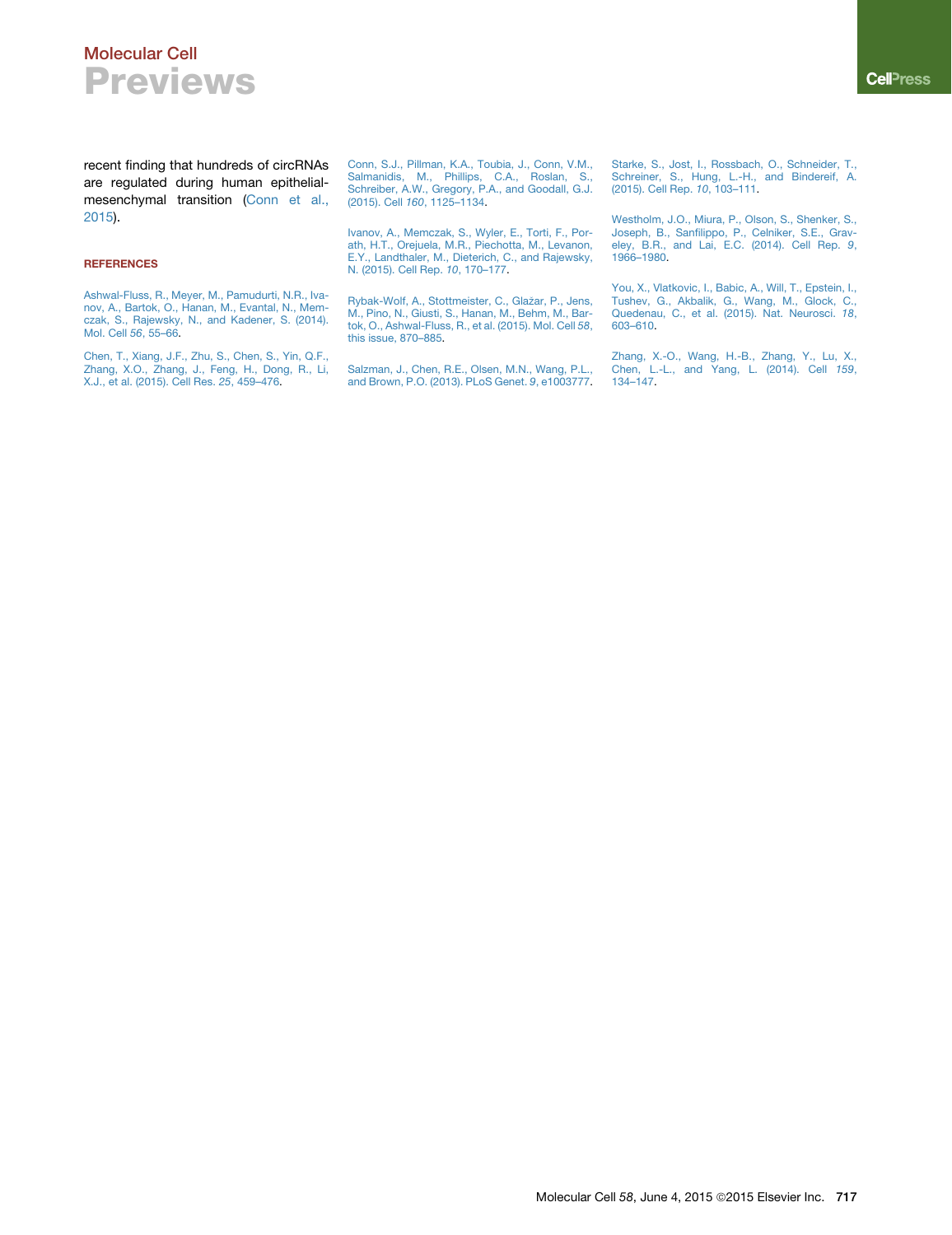recent finding that hundreds of circRNAs are regulated during human epithelial-mesenchymal transition (Conn et al., 2015).

## REFERENCES

Ashwal-Fluss, R., Meyer, M., Pamudurti, N.R., Ivanov, A., Bartok, O., Hanan, M., Evantal, N., Memczak, S., Rajewsky, N., and Kadener, S. (2014). Mol. Cell *56*, 55–66.

Chen, T., Xiang, J.F., Zhu, S., Chen, S., Yin, Q.F., Zhang, X.O., Zhang, J., Feng, H., Dong, R., Li, X.J., et al. (2015). Cell Res. *25*, 459–476.

Conn, S.J., Pillman, K.A., Toubia, J., Conn, V.M., Salmanidis, M., Phillips, C.A., Roslan, S., Schreiber, A.W., Gregory, P.A., and Goodall, G.J. (2015). Cell *160*, 1125–1134.

Ivanov, A., Memczak, S., Wyler, E., Torti, F., Porath, H.T., Orejuela, M.R., Piechotta, M., Levanon, E.Y., Landthaler, M., Dieterich, C., and Rajewsky, N. (2015). Cell Rep. *10*, 170–177.

Rybak-Wolf, A., Stottmeister, C., Glažar, P., Jens, M., Pino, N., Giusti, S., Hanan, M., Behm, M., Bartok, O., Ashwal-Fluss, R., et al. (2015). Mol. Cell *58*, this issue, 870–885.

Salzman, J., Chen, R.E., Olsen, M.N., Wang, P.L., and Brown, P.O. (2013). PLoS Genet. *9*, e1003777.

Starke, S., Jost, I., Rossbach, O., Schneider, T., Schreiner, S., Hung, L.-H., and Bindereif, A. (2015). Cell Rep. *10*, 103–111.

Westholm, J.O., Miura, P., Olson, S., Shenker, S., Joseph, B., Sanfilippo, P., Celniker, S.E., Graveley, B.R., and Lai, E.C. (2014). Cell Rep. *9*, 1966–1980.

You, X., Vlatkovic, I., Babic, A., Will, T., Epstein, I., Tushev, G., Akbalik, G., Wang, M., Glock, C., Quedenau, C., et al. (2015). Nat. Neurosci. *18*, 603–610.

Zhang, X.-O., Wang, H.-B., Zhang, Y., Lu, X., Chen, L.-L., and Yang, L. (2014). Cell *159*, 134–147.